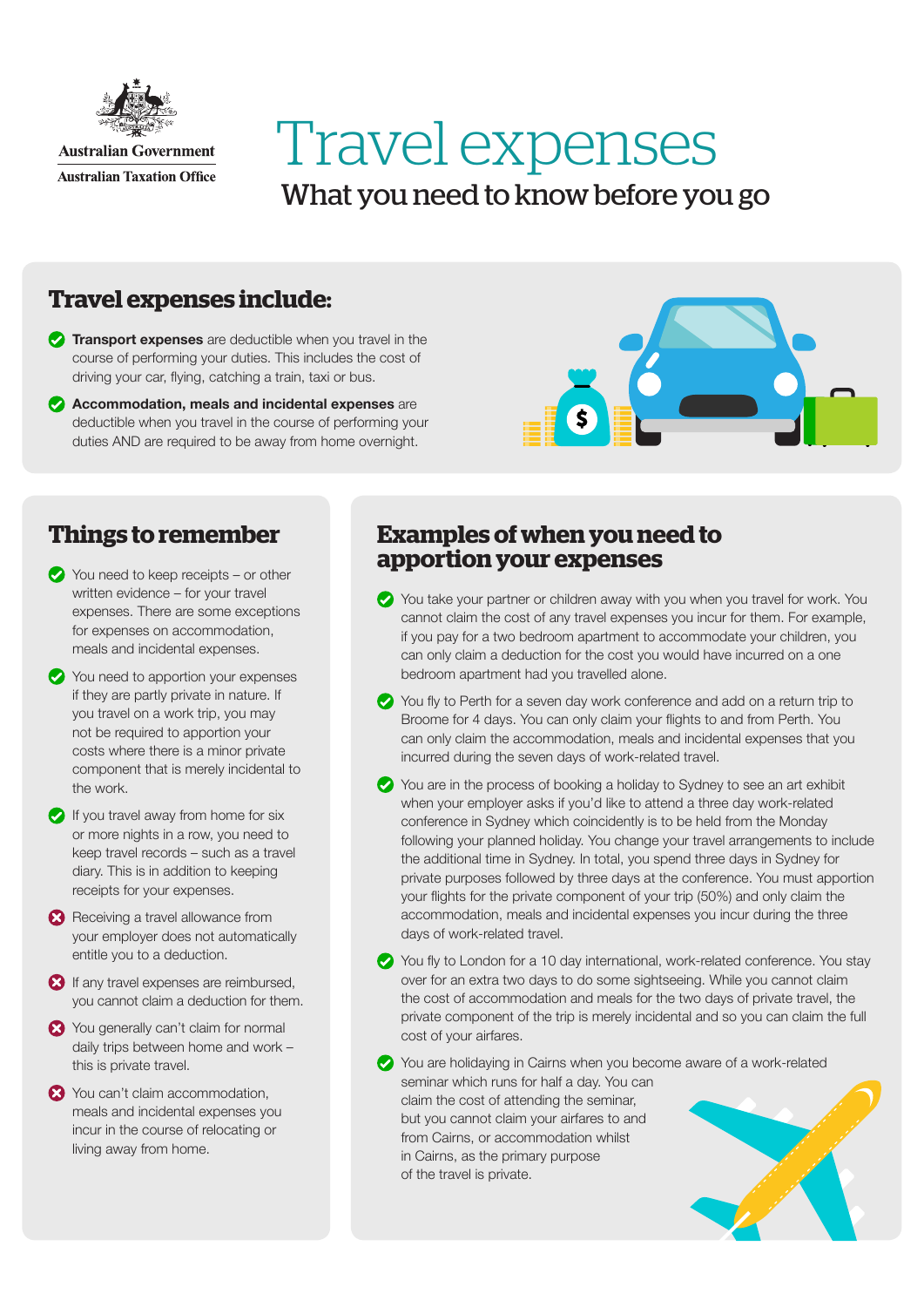Australian Government
Australian Taxation Office

# Travel expenses

## What you need to know before you go

## Travel expenses include:

- **Transport expenses** are deductible when you travel in the course of performing your duties. This includes the cost of driving your car, flying, catching a train, taxi or bus.
- **Accommodation, meals and incidental expenses** are deductible when you travel in the course of performing your duties AND are required to be away from home overnight.

## Things to remember

- You need to keep receipts – or other written evidence – for your travel expenses. There are some exceptions for expenses on accommodation, meals and incidental expenses.
- You need to apportion your expenses if they are partly private in nature. If you travel on a work trip, you may not be required to apportion your costs where there is a minor private component that is merely incidental to the work.
- If you travel away from home for six or more nights in a row, you need to keep travel records – such as a travel diary. This is in addition to keeping receipts for your expenses.
- Receiving a travel allowance from your employer does not automatically entitle you to a deduction.
- If any travel expenses are reimbursed, you cannot claim a deduction for them.
- You generally can't claim for normal daily trips between home and work – this is private travel.
- You can't claim accommodation, meals and incidental expenses you incur in the course of relocating or living away from home.

## Examples of when you need to apportion your expenses

- You take your partner or children away with you when you travel for work. You cannot claim the cost of any travel expenses you incur for them. For example, if you pay for a two bedroom apartment to accommodate your children, you can only claim a deduction for the cost you would have incurred on a one bedroom apartment had you travelled alone.
- You fly to Perth for a seven day work conference and add on a return trip to Broome for 4 days. You can only claim your flights to and from Perth. You can only claim the accommodation, meals and incidental expenses that you incurred during the seven days of work-related travel.
- You are in the process of booking a holiday to Sydney to see an art exhibit when your employer asks if you'd like to attend a three day work-related conference in Sydney which coincidently is to be held from the Monday following your planned holiday. You change your travel arrangements to include the additional time in Sydney. In total, you spend three days in Sydney for private purposes followed by three days at the conference. You must apportion your flights for the private component of your trip (50%) and only claim the accommodation, meals and incidental expenses you incur during the three days of work-related travel.
- You fly to London for a 10 day international, work-related conference. You stay over for an extra two days to do some sightseeing. While you cannot claim the cost of accommodation and meals for the two days of private travel, the private component of the trip is merely incidental and so you can claim the full cost of your airfares.
- You are holidaying in Cairns when you become aware of a work-related seminar which runs for half a day. You can claim the cost of attending the seminar, but you cannot claim your airfares to and from Cairns, or accommodation whilst in Cairns, as the primary purpose of the travel is private.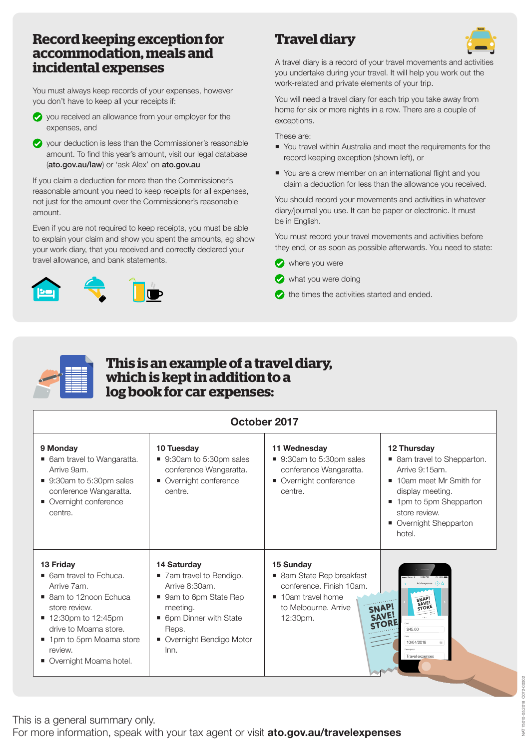## Record keeping exception for accommodation, meals and incidental expenses

You must always keep records of your expenses, however you don't have to keep all your receipts if:

- you received an allowance from your employer for the expenses, and
- your deduction is less than the Commissioner's reasonable amount. To find this year's amount, visit our legal database (**ato.gov.au/law**) or 'ask Alex' on **ato.gov.au**

If you claim a deduction for more than the Commissioner's reasonable amount you need to keep receipts for all expenses, not just for the amount over the Commissioner's reasonable amount.

Even if you are not required to keep receipts, you must be able to explain your claim and show you spent the amounts, eg show your work diary, that you received and correctly declared your travel allowance, and bank statements.

## Travel diary

A travel diary is a record of your travel movements and activities you undertake during your travel. It will help you work out the work-related and private elements of your trip.

You will need a travel diary for each trip you take away from home for six or more nights in a row. There are a couple of exceptions.

These are:

- You travel within Australia and meet the requirements for the record keeping exception (shown left), or
- You are a crew member on an international flight and you claim a deduction for less than the allowance you received.

You should record your movements and activities in whatever diary/journal you use. It can be paper or electronic. It must be in English.

You must record your travel movements and activities before they end, or as soon as possible afterwards. You need to state:

- where you were
- what you were doing
- the times the activities started and ended.

## This is an example of a travel diary, which is kept in addition to a log book for car expenses:

**October 2017**

| 9 Monday | 10 Tuesday | 11 Wednesday | 12 Thursday |
|---|---|---|---|
| ■ 6am travel to Wangaratta. Arrive 9am.<br>■ 9:30am to 5:30pm sales conference Wangaratta.<br>■ Overnight conference centre. | ■ 9:30am to 5:30pm sales conference Wangaratta.<br>■ Overnight conference centre. | ■ 9:30am to 5:30pm sales conference Wangaratta.<br>■ Overnight conference centre. | ■ 8am travel to Shepparton. Arrive 9:15am.<br>■ 10am meet Mr Smith for display meeting.<br>■ 1pm to 5pm Shepparton store review.<br>■ Overnight Shepparton hotel. |
| **13 Friday** | **14 Saturday** | **15 Sunday** | |
| ■ 6am travel to Echuca. Arrive 7am.<br>■ 8am to 12noon Echuca store review.<br>■ 12:30pm to 12:45pm drive to Moama store.<br>■ 1pm to 5pm Moama store review.<br>■ Overnight Moama hotel. | ■ 7am travel to Bendigo. Arrive 8:30am.<br>■ 9am to 6pm State Rep meeting.<br>■ 6pm Dinner with State Reps.<br>■ Overnight Bendigo Motor Inn. | ■ 8am State Rep breakfast conference. Finish 10am.<br>■ 10am travel home to Melbourne. Arrive 12:30pm. | |

This is a general summary only.
For more information, speak with your tax agent or visit **ato.gov.au/travelexpenses**

NAT 75010-05.2018 C072-00002